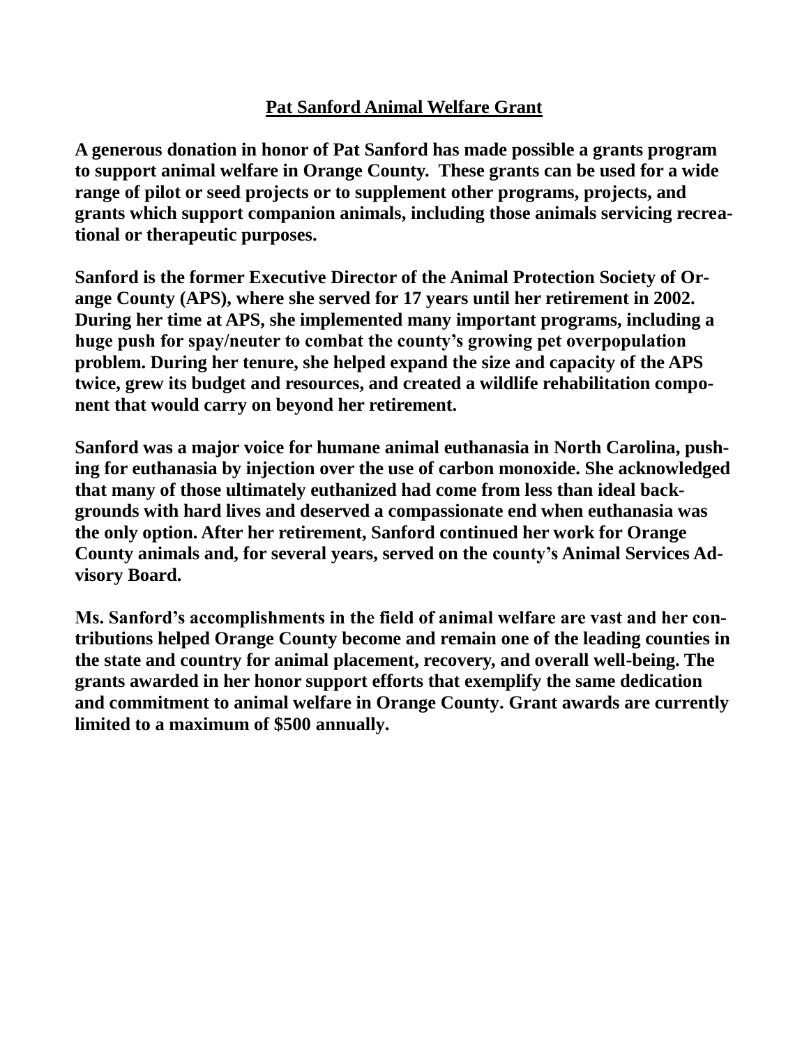# Pat Sanford Animal Welfare Grant

**A generous donation in honor of Pat Sanford has made possible a grants program to support animal welfare in Orange County. These grants can be used for a wide range of pilot or seed projects or to supplement other programs, projects, and grants which support companion animals, including those animals servicing recreational or therapeutic purposes.**

**Sanford is the former Executive Director of the Animal Protection Society of Orange County (APS), where she served for 17 years until her retirement in 2002. During her time at APS, she implemented many important programs, including a huge push for spay/neuter to combat the county's growing pet overpopulation problem. During her tenure, she helped expand the size and capacity of the APS twice, grew its budget and resources, and created a wildlife rehabilitation component that would carry on beyond her retirement.**

**Sanford was a major voice for humane animal euthanasia in North Carolina, pushing for euthanasia by injection over the use of carbon monoxide. She acknowledged that many of those ultimately euthanized had come from less than ideal backgrounds with hard lives and deserved a compassionate end when euthanasia was the only option. After her retirement, Sanford continued her work for Orange County animals and, for several years, served on the county's Animal Services Advisory Board.**

**Ms. Sanford's accomplishments in the field of animal welfare are vast and her contributions helped Orange County become and remain one of the leading counties in the state and country for animal placement, recovery, and overall well-being. The grants awarded in her honor support efforts that exemplify the same dedication and commitment to animal welfare in Orange County. Grant awards are currently limited to a maximum of $500 annually.**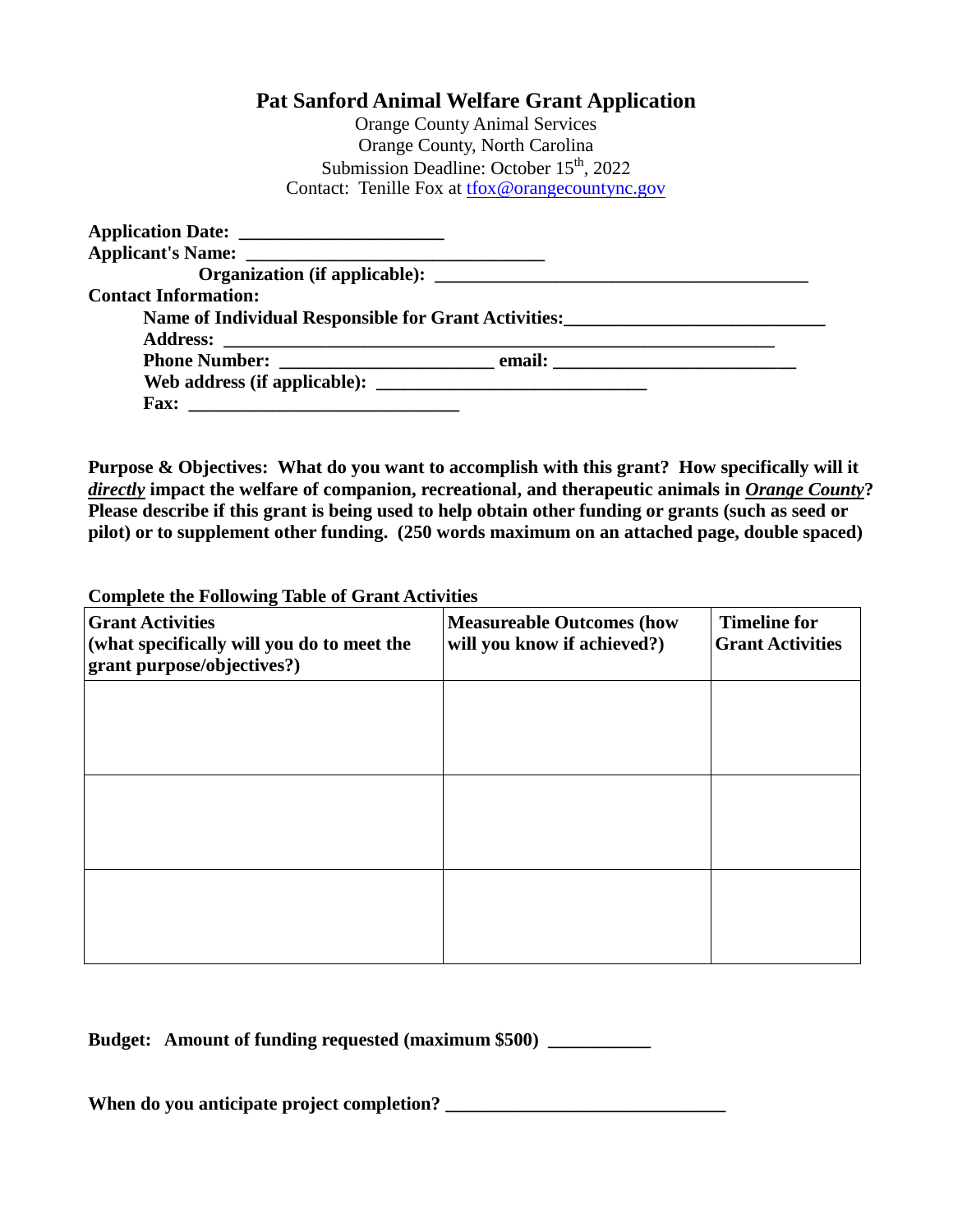# Pat Sanford Animal Welfare Grant Application

Orange County Animal Services
Orange County, North Carolina
Submission Deadline: October 15th, 2022
Contact: Tenille Fox at tfox@orangecountync.gov

**Application Date:** ______________________
**Applicant's Name:** _________________________________
**Organization (if applicable):** __________________________________________
**Contact Information:**
**Name of Individual Responsible for Grant Activities:**____________________________
**Address:** ______________________________________________________________
**Phone Number:** _______________________ **email:** ___________________________
**Web address (if applicable):** _____________________________
**Fax:** ______________________________

**Purpose & Objectives: What do you want to accomplish with this grant? How specifically will it *directly* impact the welfare of companion, recreational, and therapeutic animals in *Orange County*? Please describe if this grant is being used to help obtain other funding or grants (such as seed or pilot) or to supplement other funding. (250 words maximum on an attached page, double spaced)**

**Complete the Following Table of Grant Activities**

| Grant Activities (what specifically will you do to meet the grant purpose/objectives?) | Measureable Outcomes (how will you know if achieved?) | Timeline for Grant Activities |
|---|---|---|
| | | |
| | | |
| | | |

**Budget: Amount of funding requested (maximum $500)** ___________

**When do you anticipate project completion?** ______________________________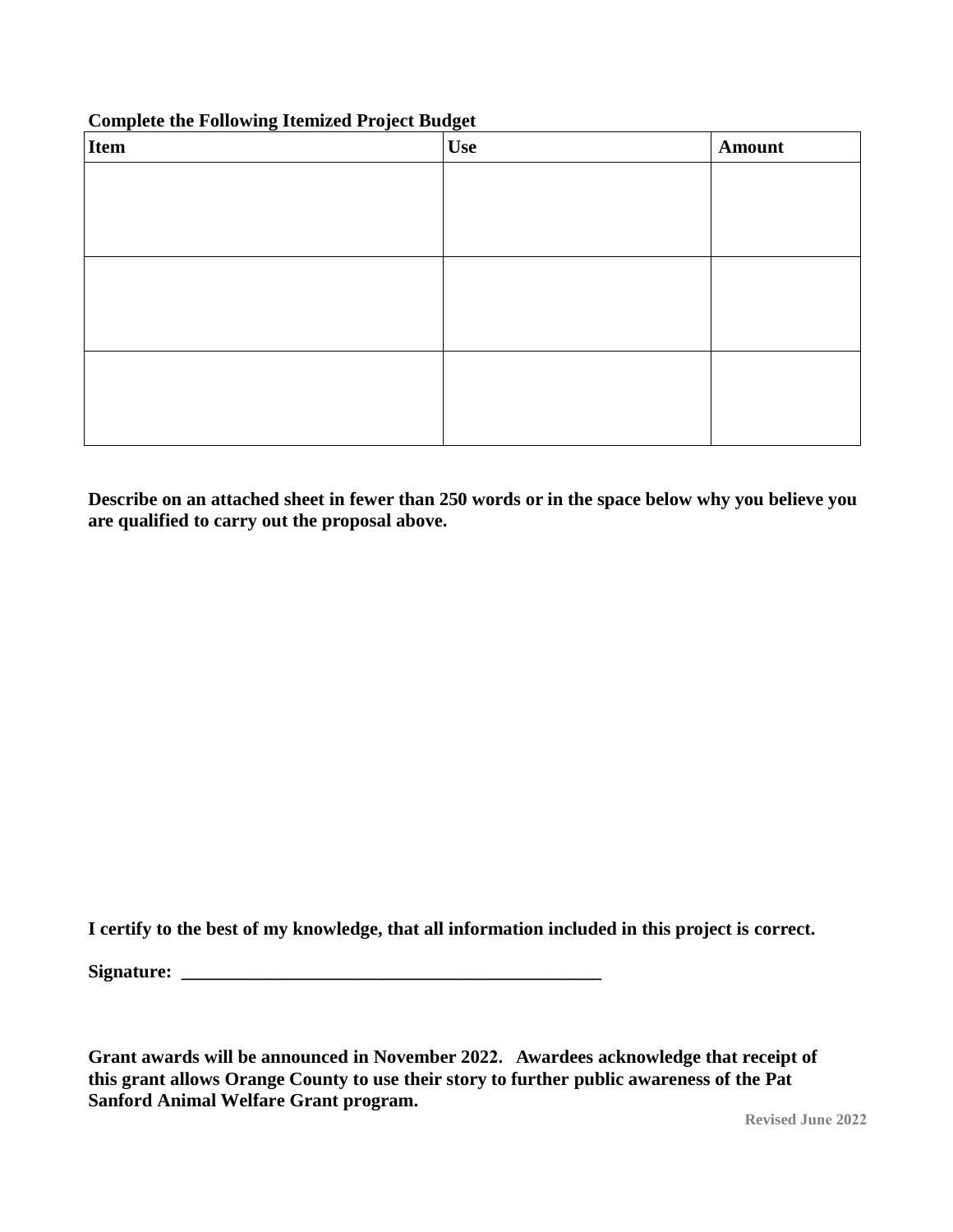**Complete the Following Itemized Project Budget**

| Item | Use | Amount |
|---|---|---|
| | | |
| | | |
| | | |

**Describe on an attached sheet in fewer than 250 words or in the space below why you believe you are qualified to carry out the proposal above.**

**I certify to the best of my knowledge, that all information included in this project is correct.**

**Signature: _______________________________________________**

**Grant awards will be announced in November 2022. Awardees acknowledge that receipt of this grant allows Orange County to use their story to further public awareness of the Pat Sanford Animal Welfare Grant program.**

Revised June 2022